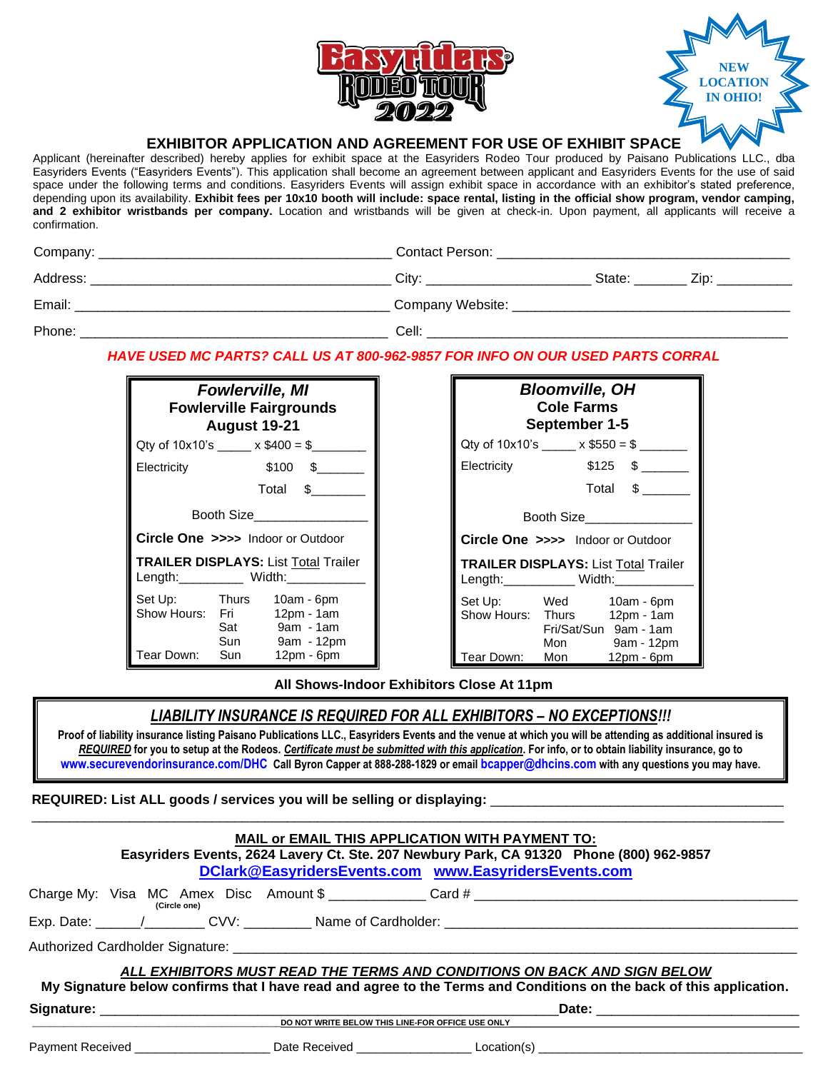Easyriders® RODEO TOUR 2022

NEW LOCATION IN OHIO!

## EXHIBITOR APPLICATION AND AGREEMENT FOR USE OF EXHIBIT SPACE

Applicant (hereinafter described) hereby applies for exhibit space at the Easyriders Rodeo Tour produced by Paisano Publications LLC., dba Easyriders Events ("Easyriders Events"). This application shall become an agreement between applicant and Easyriders Events for the use of said space under the following terms and conditions. Easyriders Events will assign exhibit space in accordance with an exhibitor's stated preference, depending upon its availability. **Exhibit fees per 10x10 booth will include: space rental, listing in the official show program, vendor camping, and 2 exhibitor wristbands per company.** Location and wristbands will be given at check-in. Upon payment, all applicants will receive a confirmation.

Company: ______________________________ Contact Person: ______________________________

Address: ______________________________ City: ____________________ State: _______ Zip: __________

Email: ______________________________ Company Website: ______________________________

Phone: ______________________________ Cell: ______________________________

***HAVE USED MC PARTS? CALL US AT 800-962-9857 FOR INFO ON OUR USED PARTS CORRAL***

### *Fowlerville, MI*
**Fowlerville Fairgrounds**
**August 19-21**

Qty of 10x10's _____ x $400 = $________

Electricity $100 $_______

Total $________

Booth Size________________

**Circle One >>>>** Indoor or Outdoor

**TRAILER DISPLAYS:** List Total Trailer Length:_________ Width:___________

| | | |
|---|---|---|
| Set Up: | Thurs | 10am - 6pm |
| Show Hours: | Fri | 12pm - 1am |
| | Sat | 9am - 1am |
| | Sun | 9am - 12pm |
| Tear Down: | Sun | 12pm - 6pm |

### *Bloomville, OH*
**Cole Farms**
**September 1-5**

Qty of 10x10's _____ x $550 = $ _______

Electricity $125 $ _______

Total $ _______

Booth Size_______________

**Circle One >>>>** Indoor or Outdoor

**TRAILER DISPLAYS:** List Total Trailer Length:__________ Width:___________

| | | |
|---|---|---|
| Set Up: | Wed | 10am - 6pm |
| Show Hours: | Thurs | 12pm - 1am |
| | Fri/Sat/Sun | 9am - 1am |
| | Mon | 9am - 12pm |
| Tear Down: | Mon | 12pm - 6pm |

**All Shows-Indoor Exhibitors Close At 11pm**

***LIABILITY INSURANCE IS REQUIRED FOR ALL EXHIBITORS – NO EXCEPTIONS!!!***

**Proof of liability insurance listing Paisano Publications LLC., Easyriders Events and the venue at which you will be attending as additional insured is *REQUIRED* for you to setup at the Rodeos. *Certificate must be submitted with this application*. For info, or to obtain liability insurance, go to www.securevendorinsurance.com/DHC Call Byron Capper at 888-288-1829 or email bcapper@dhcins.com with any questions you may have.**

**REQUIRED: List ALL goods / services you will be selling or displaying:** ______________________________

______________________________________________________________________________

**MAIL or EMAIL THIS APPLICATION WITH PAYMENT TO:**
**Easyriders Events, 2624 Lavery Ct. Ste. 207 Newbury Park, CA 91320 Phone (800) 962-9857**
**DClark@EasyridersEvents.com www.EasyridersEvents.com**

Charge My: Visa MC Amex Disc (Circle one) Amount $ ____________ Card # ______________________________

Exp. Date: ______/________ CVV: _________ Name of Cardholder: ______________________________

Authorized Cardholder Signature: ______________________________

***ALL EXHIBITORS MUST READ THE TERMS AND CONDITIONS ON BACK AND SIGN BELOW***
**My Signature below confirms that I have read and agree to the Terms and Conditions on the back of this application.**

**Signature:** ______________________________ **Date:** __________________

DO NOT WRITE BELOW THIS LINE-FOR OFFICE USE ONLY

Payment Received ___________________ Date Received ________________ Location(s) ______________________________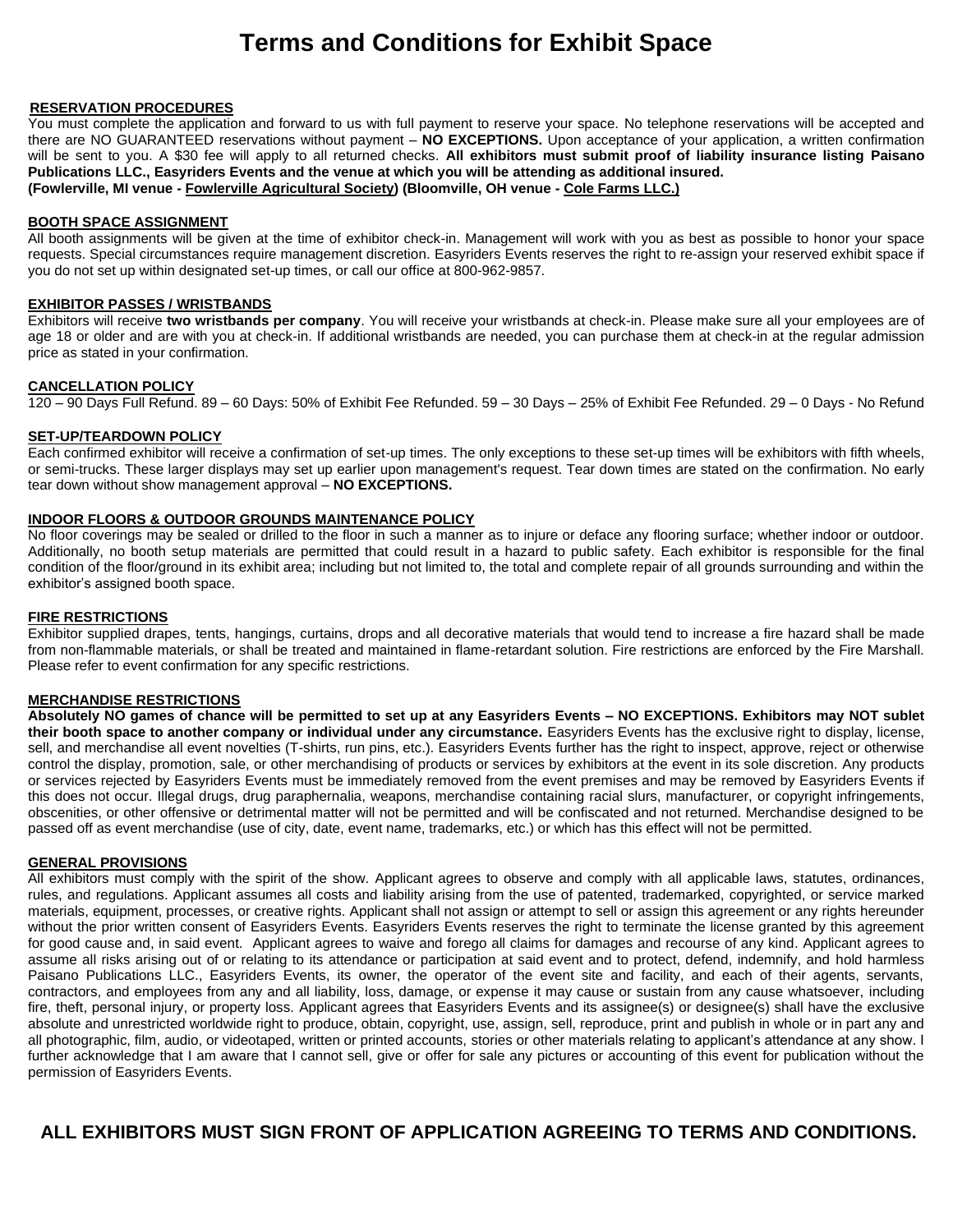# Terms and Conditions for Exhibit Space

**RESERVATION PROCEDURES**

You must complete the application and forward to us with full payment to reserve your space. No telephone reservations will be accepted and there are NO GUARANTEED reservations without payment – **NO EXCEPTIONS.** Upon acceptance of your application, a written confirmation will be sent to you. A $30 fee will apply to all returned checks. **All exhibitors must submit proof of liability insurance listing Paisano Publications LLC., Easyriders Events and the venue at which you will be attending as additional insured. (Fowlerville, MI venue - Fowlerville Agricultural Society) (Bloomville, OH venue - Cole Farms LLC.)**

**BOOTH SPACE ASSIGNMENT**

All booth assignments will be given at the time of exhibitor check-in. Management will work with you as best as possible to honor your space requests. Special circumstances require management discretion. Easyriders Events reserves the right to re-assign your reserved exhibit space if you do not set up within designated set-up times, or call our office at 800-962-9857.

**EXHIBITOR PASSES / WRISTBANDS**

Exhibitors will receive **two wristbands per company**. You will receive your wristbands at check-in. Please make sure all your employees are of age 18 or older and are with you at check-in. If additional wristbands are needed, you can purchase them at check-in at the regular admission price as stated in your confirmation.

**CANCELLATION POLICY**

120 – 90 Days Full Refund. 89 – 60 Days: 50% of Exhibit Fee Refunded. 59 – 30 Days – 25% of Exhibit Fee Refunded. 29 – 0 Days - No Refund

**SET-UP/TEARDOWN POLICY**

Each confirmed exhibitor will receive a confirmation of set-up times. The only exceptions to these set-up times will be exhibitors with fifth wheels, or semi-trucks. These larger displays may set up earlier upon management's request. Tear down times are stated on the confirmation. No early tear down without show management approval – **NO EXCEPTIONS.**

**INDOOR FLOORS & OUTDOOR GROUNDS MAINTENANCE POLICY**

No floor coverings may be sealed or drilled to the floor in such a manner as to injure or deface any flooring surface; whether indoor or outdoor. Additionally, no booth setup materials are permitted that could result in a hazard to public safety. Each exhibitor is responsible for the final condition of the floor/ground in its exhibit area; including but not limited to, the total and complete repair of all grounds surrounding and within the exhibitor's assigned booth space.

**FIRE RESTRICTIONS**

Exhibitor supplied drapes, tents, hangings, curtains, drops and all decorative materials that would tend to increase a fire hazard shall be made from non-flammable materials, or shall be treated and maintained in flame-retardant solution. Fire restrictions are enforced by the Fire Marshall. Please refer to event confirmation for any specific restrictions.

**MERCHANDISE RESTRICTIONS**

**Absolutely NO games of chance will be permitted to set up at any Easyriders Events – NO EXCEPTIONS. Exhibitors may NOT sublet their booth space to another company or individual under any circumstance.** Easyriders Events has the exclusive right to display, license, sell, and merchandise all event novelties (T-shirts, run pins, etc.). Easyriders Events further has the right to inspect, approve, reject or otherwise control the display, promotion, sale, or other merchandising of products or services by exhibitors at the event in its sole discretion. Any products or services rejected by Easyriders Events must be immediately removed from the event premises and may be removed by Easyriders Events if this does not occur. Illegal drugs, drug paraphernalia, weapons, merchandise containing racial slurs, manufacturer, or copyright infringements, obscenities, or other offensive or detrimental matter will not be permitted and will be confiscated and not returned. Merchandise designed to be passed off as event merchandise (use of city, date, event name, trademarks, etc.) or which has this effect will not be permitted.

**GENERAL PROVISIONS**

All exhibitors must comply with the spirit of the show. Applicant agrees to observe and comply with all applicable laws, statutes, ordinances, rules, and regulations. Applicant assumes all costs and liability arising from the use of patented, trademarked, copyrighted, or service marked materials, equipment, processes, or creative rights. Applicant shall not assign or attempt to sell or assign this agreement or any rights hereunder without the prior written consent of Easyriders Events. Easyriders Events reserves the right to terminate the license granted by this agreement for good cause and, in said event. Applicant agrees to waive and forego all claims for damages and recourse of any kind. Applicant agrees to assume all risks arising out of or relating to its attendance or participation at said event and to protect, defend, indemnify, and hold harmless Paisano Publications LLC., Easyriders Events, its owner, the operator of the event site and facility, and each of their agents, servants, contractors, and employees from any and all liability, loss, damage, or expense it may cause or sustain from any cause whatsoever, including fire, theft, personal injury, or property loss. Applicant agrees that Easyriders Events and its assignee(s) or designee(s) shall have the exclusive absolute and unrestricted worldwide right to produce, obtain, copyright, use, assign, sell, reproduce, print and publish in whole or in part any and all photographic, film, audio, or videotaped, written or printed accounts, stories or other materials relating to applicant's attendance at any show. I further acknowledge that I am aware that I cannot sell, give or offer for sale any pictures or accounting of this event for publication without the permission of Easyriders Events.

## ALL EXHIBITORS MUST SIGN FRONT OF APPLICATION AGREEING TO TERMS AND CONDITIONS.